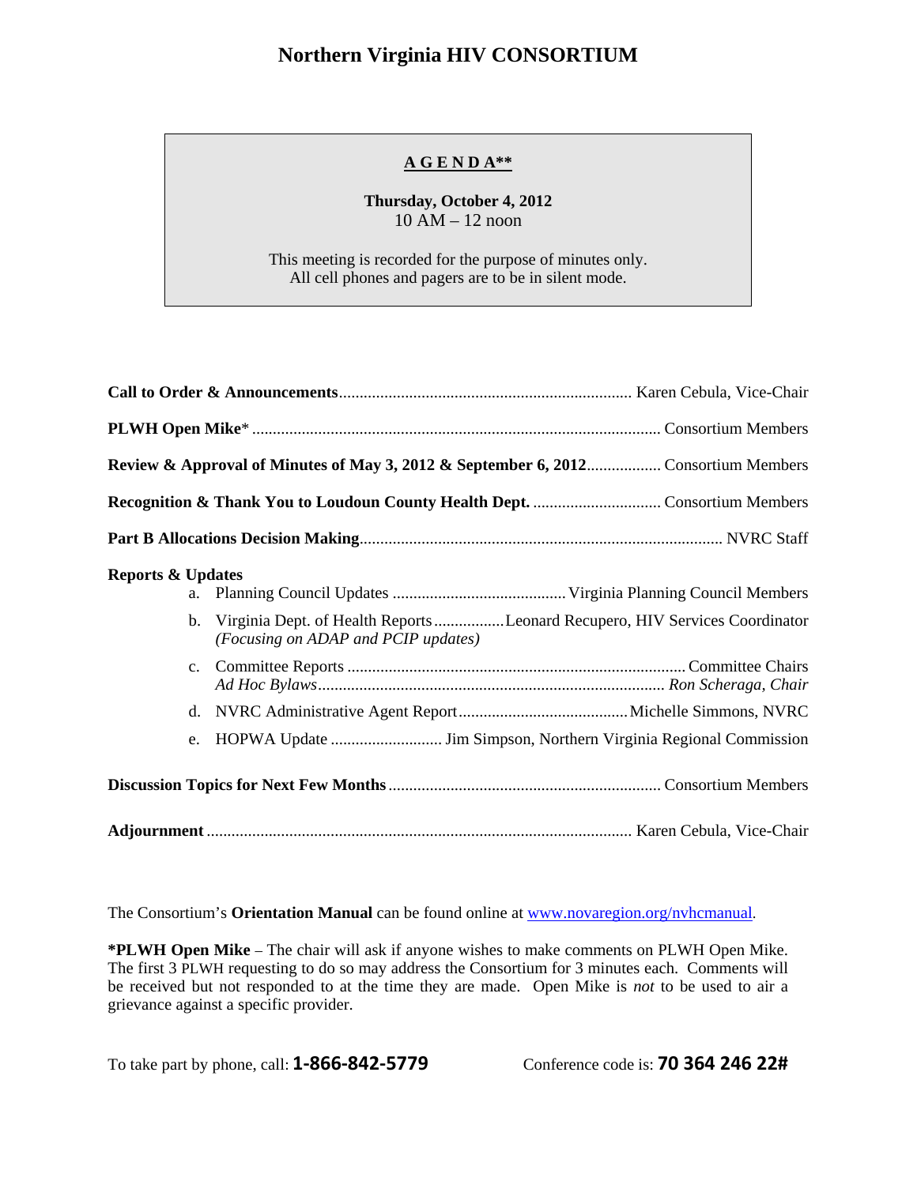# Northern Virginia HIV CONSORTIUM

## A G E N D A**

**Thursday, October 4, 2012**
10 AM – 12 noon

This meeting is recorded for the purpose of minutes only.
All cell phones and pagers are to be in silent mode.

**Call to Order & Announcements**...................................................................... Karen Cebula, Vice-Chair

**PLWH Open Mike*** .................................................................................................. Consortium Members

**Review & Approval of Minutes of May 3, 2012 & September 6, 2012**.................. Consortium Members

**Recognition & Thank You to Loudoun County Health Dept.** ............................... Consortium Members

**Part B Allocations Decision Making**....................................................................................... NVRC Staff

**Reports & Updates**

a. Planning Council Updates .......................................... Virginia Planning Council Members
b. Virginia Dept. of Health Reports.................Leonard Recupero, HIV Services Coordinator
   *(Focusing on ADAP and PCIP updates)*
c. Committee Reports ................................................................................. Committee Chairs
   *Ad Hoc Bylaws.................................................................................... Ron Scheraga, Chair*
d. NVRC Administrative Agent Report.........................................Michelle Simmons, NVRC
e. HOPWA Update ........................... Jim Simpson, Northern Virginia Regional Commission

**Discussion Topics for Next Few Months**................................................................. Consortium Members

**Adjournment** ...................................................................................................... Karen Cebula, Vice-Chair

The Consortium's **Orientation Manual** can be found online at [www.novaregion.org/nvhcmanual](www.novaregion.org/nvhcmanual).

***PLWH Open Mike** – The chair will ask if anyone wishes to make comments on PLWH Open Mike. The first 3 PLWH requesting to do so may address the Consortium for 3 minutes each. Comments will be received but not responded to at the time they are made. Open Mike is *not* to be used to air a grievance against a specific provider.

To take part by phone, call: **1-866-842-5779** Conference code is: **70 364 246 22#**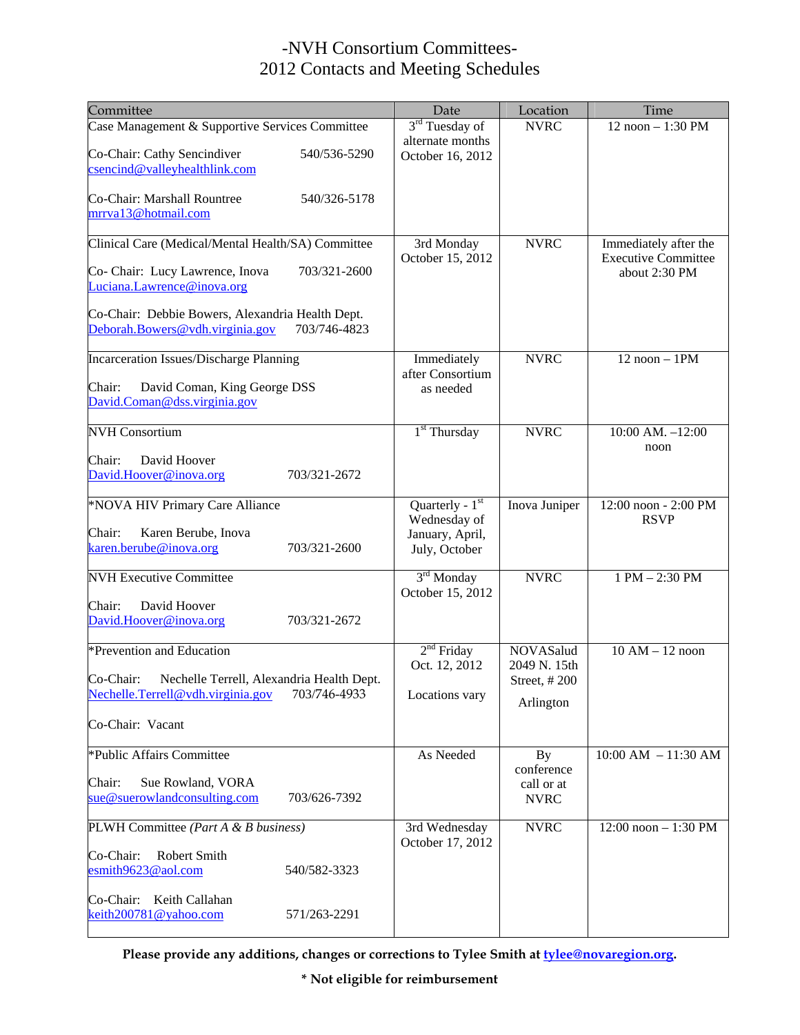# -NVH Consortium Committees-
# 2012 Contacts and Meeting Schedules

| Committee | Date | Location | Time |
|---|---|---|---|
| Case Management & Supportive Services Committee<br><br>Co-Chair: Cathy Sencindiver 540/536-5290<br>csencind@valleyhealthlink.com<br><br>Co-Chair: Marshall Rountree 540/326-5178<br>mrrva13@hotmail.com | 3rd Tuesday of alternate months<br>October 16, 2012 | NVRC | 12 noon – 1:30 PM |
| Clinical Care (Medical/Mental Health/SA) Committee<br><br>Co- Chair: Lucy Lawrence, Inova 703/321-2600<br>Luciana.Lawrence@inova.org<br><br>Co-Chair: Debbie Bowers, Alexandria Health Dept.<br>Deborah.Bowers@vdh.virginia.gov 703/746-4823 | 3rd Monday<br>October 15, 2012 | NVRC | Immediately after the Executive Committee about 2:30 PM |
| Incarceration Issues/Discharge Planning<br><br>Chair: David Coman, King George DSS<br>David.Coman@dss.virginia.gov | Immediately after Consortium as needed | NVRC | 12 noon – 1PM |
| NVH Consortium<br><br>Chair: David Hoover<br>David.Hoover@inova.org 703/321-2672 | 1st Thursday | NVRC | 10:00 AM. –12:00 noon |
| *NOVA HIV Primary Care Alliance<br><br>Chair: Karen Berube, Inova<br>karen.berube@inova.org 703/321-2600 | Quarterly - 1st Wednesday of January, April, July, October | Inova Juniper | 12:00 noon - 2:00 PM RSVP |
| NVH Executive Committee<br><br>Chair: David Hoover<br>David.Hoover@inova.org 703/321-2672 | 3rd Monday<br>October 15, 2012 | NVRC | 1 PM – 2:30 PM |
| *Prevention and Education<br><br>Co-Chair: Nechelle Terrell, Alexandria Health Dept.<br>Nechelle.Terrell@vdh.virginia.gov 703/746-4933<br><br>Co-Chair: Vacant | 2nd Friday<br>Oct. 12, 2012<br><br>Locations vary | NOVASalud 2049 N. 15th Street, # 200<br><br>Arlington | 10 AM – 12 noon |
| *Public Affairs Committee<br><br>Chair: Sue Rowland, VORA<br>sue@suerowlandconsulting.com 703/626-7392 | As Needed | By conference call or at NVRC | 10:00 AM – 11:30 AM |
| PLWH Committee *(Part A & B business)*<br><br>Co-Chair: Robert Smith<br>esmith9623@aol.com 540/582-3323<br><br>Co-Chair: Keith Callahan<br>keith200781@yahoo.com 571/263-2291 | 3rd Wednesday<br>October 17, 2012 | NVRC | 12:00 noon – 1:30 PM |

**Please provide any additions, changes or corrections to Tylee Smith at tylee@novaregion.org.**

**\* Not eligible for reimbursement**